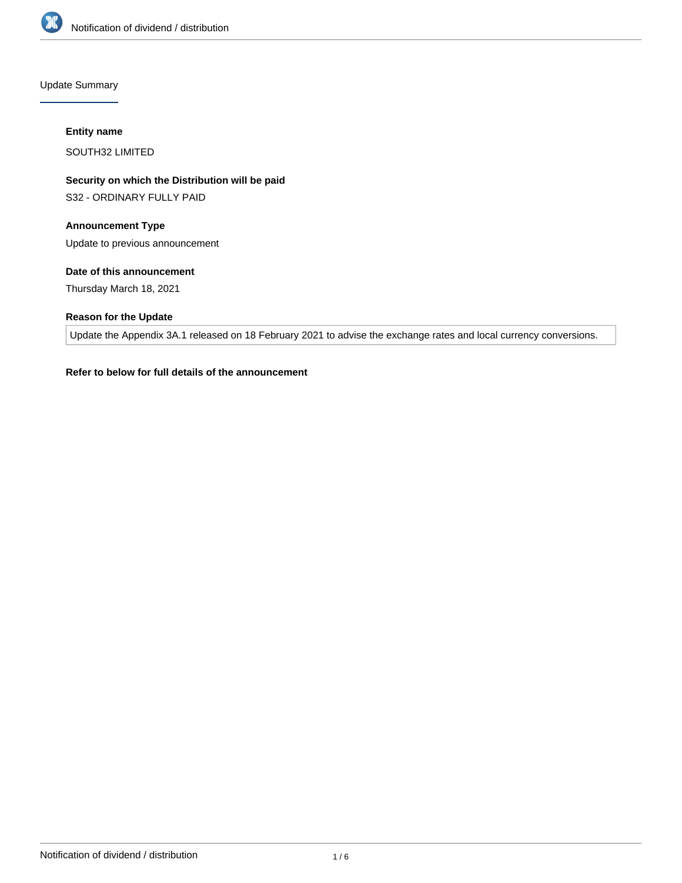## Update Summary

**Entity name**

SOUTH32 LIMITED

**Security on which the Distribution will be paid**

S32 - ORDINARY FULLY PAID

**Announcement Type**

Update to previous announcement

**Date of this announcement**

Thursday March 18, 2021

**Reason for the Update**

Update the Appendix 3A.1 released on 18 February 2021 to advise the exchange rates and local currency conversions.

**Refer to below for full details of the announcement**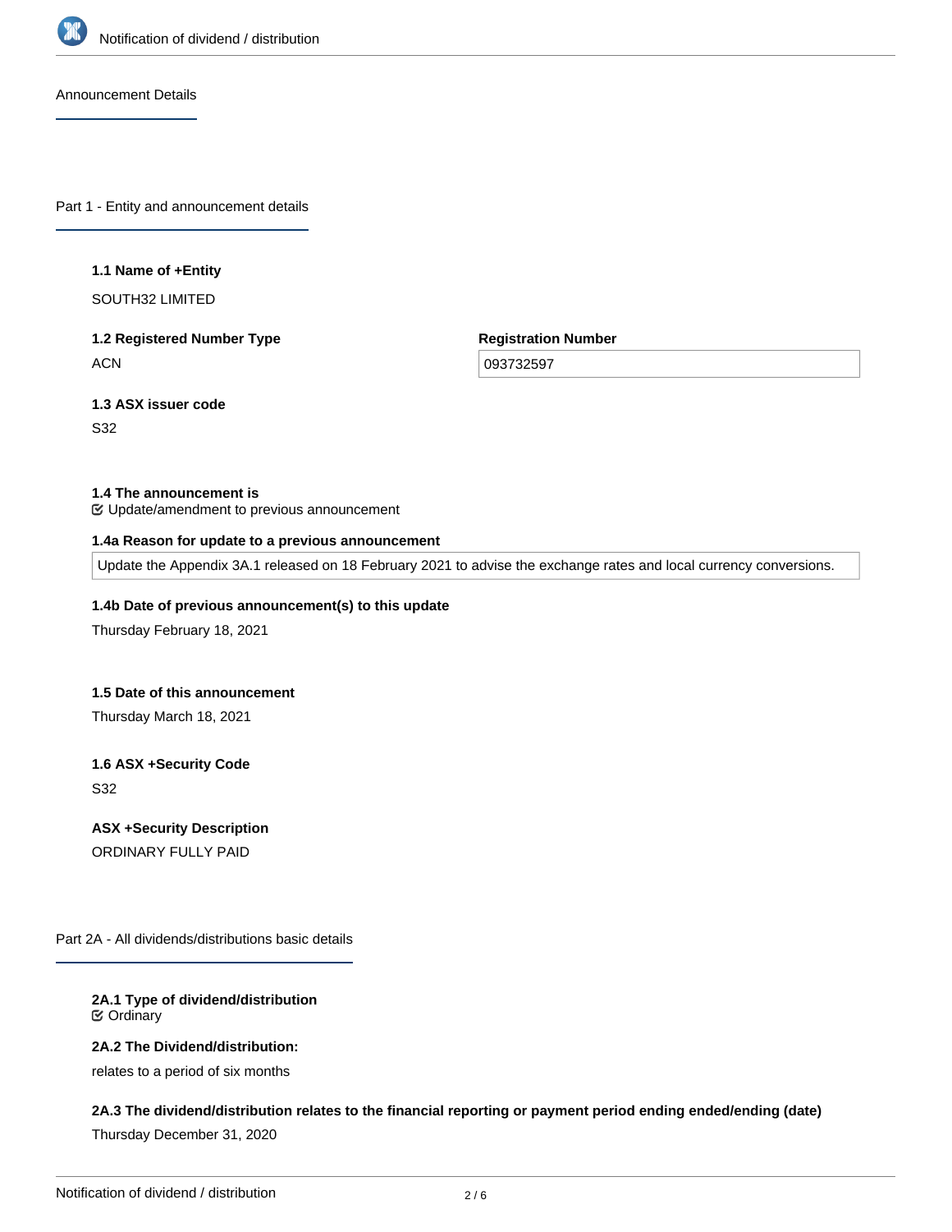## Announcement Details

## Part 1 - Entity and announcement details

**1.1 Name of +Entity**

SOUTH32 LIMITED

**1.2 Registered Number Type**

ACN

**Registration Number**

093732597

**1.3 ASX issuer code**

S32

**1.4 The announcement is**

☑ Update/amendment to previous announcement

**1.4a Reason for update to a previous announcement**

Update the Appendix 3A.1 released on 18 February 2021 to advise the exchange rates and local currency conversions.

**1.4b Date of previous announcement(s) to this update**

Thursday February 18, 2021

**1.5 Date of this announcement**

Thursday March 18, 2021

**1.6 ASX +Security Code**

S32

**ASX +Security Description**

ORDINARY FULLY PAID

## Part 2A - All dividends/distributions basic details

**2A.1 Type of dividend/distribution**

☑ Ordinary

**2A.2 The Dividend/distribution:**

relates to a period of six months

**2A.3 The dividend/distribution relates to the financial reporting or payment period ending ended/ending (date)**

Thursday December 31, 2020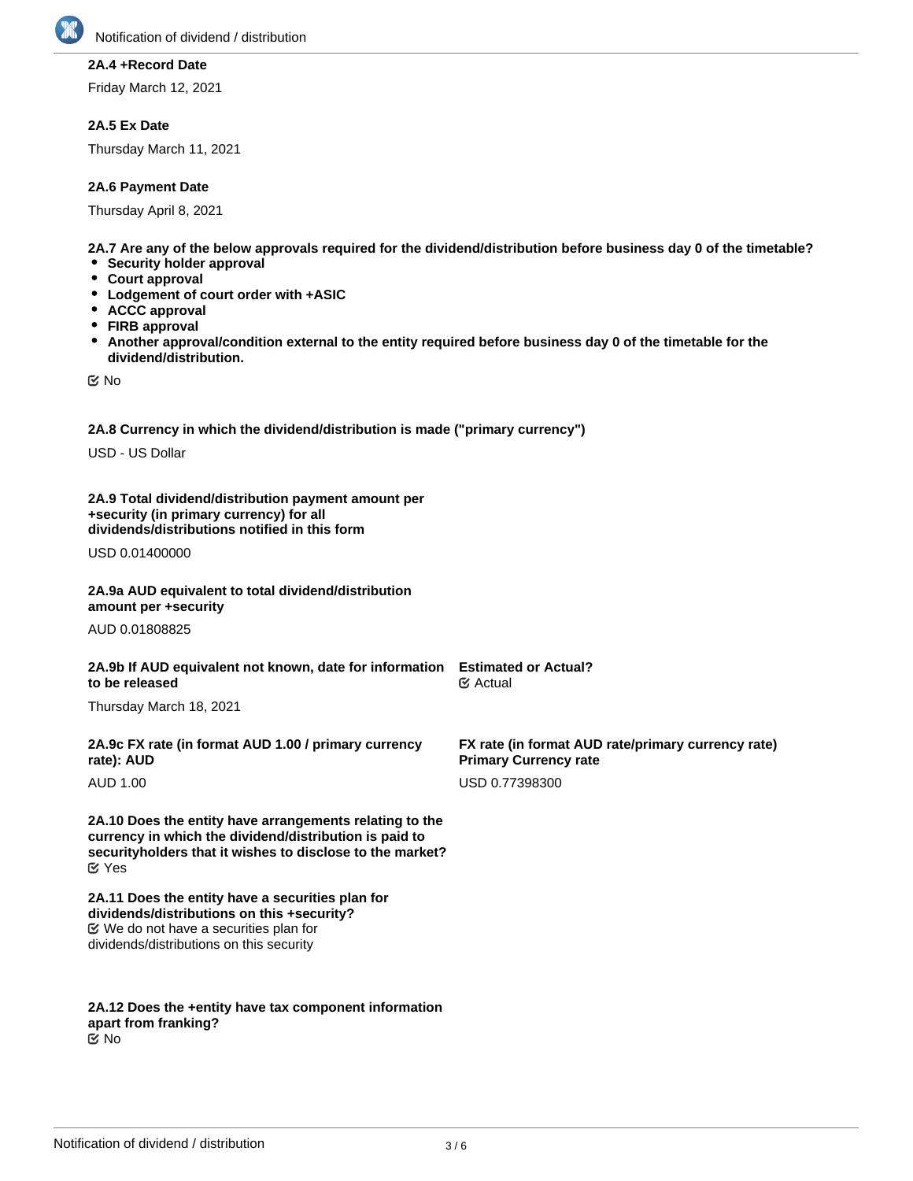**2A.4 +Record Date**

Friday March 12, 2021

**2A.5 Ex Date**

Thursday March 11, 2021

**2A.6 Payment Date**

Thursday April 8, 2021

**2A.7 Are any of the below approvals required for the dividend/distribution before business day 0 of the timetable?**

- **Security holder approval**
- **Court approval**
- **Lodgement of court order with +ASIC**
- **ACCC approval**
- **FIRB approval**
- **Another approval/condition external to the entity required before business day 0 of the timetable for the dividend/distribution.**

☑ No

**2A.8 Currency in which the dividend/distribution is made ("primary currency")**

USD - US Dollar

**2A.9 Total dividend/distribution payment amount per +security (in primary currency) for all dividends/distributions notified in this form**

USD 0.01400000

**2A.9a AUD equivalent to total dividend/distribution amount per +security**

AUD 0.01808825

**2A.9b If AUD equivalent not known, date for information to be released**

Thursday March 18, 2021

**Estimated or Actual?**

☑ Actual

**2A.9c FX rate (in format AUD 1.00 / primary currency rate): AUD**

AUD 1.00

**FX rate (in format AUD rate/primary currency rate) Primary Currency rate**

USD 0.77398300

**2A.10 Does the entity have arrangements relating to the currency in which the dividend/distribution is paid to securityholders that it wishes to disclose to the market?**

☑ Yes

**2A.11 Does the entity have a securities plan for dividends/distributions on this +security?**

☑ We do not have a securities plan for dividends/distributions on this security

**2A.12 Does the +entity have tax component information apart from franking?**

☑ No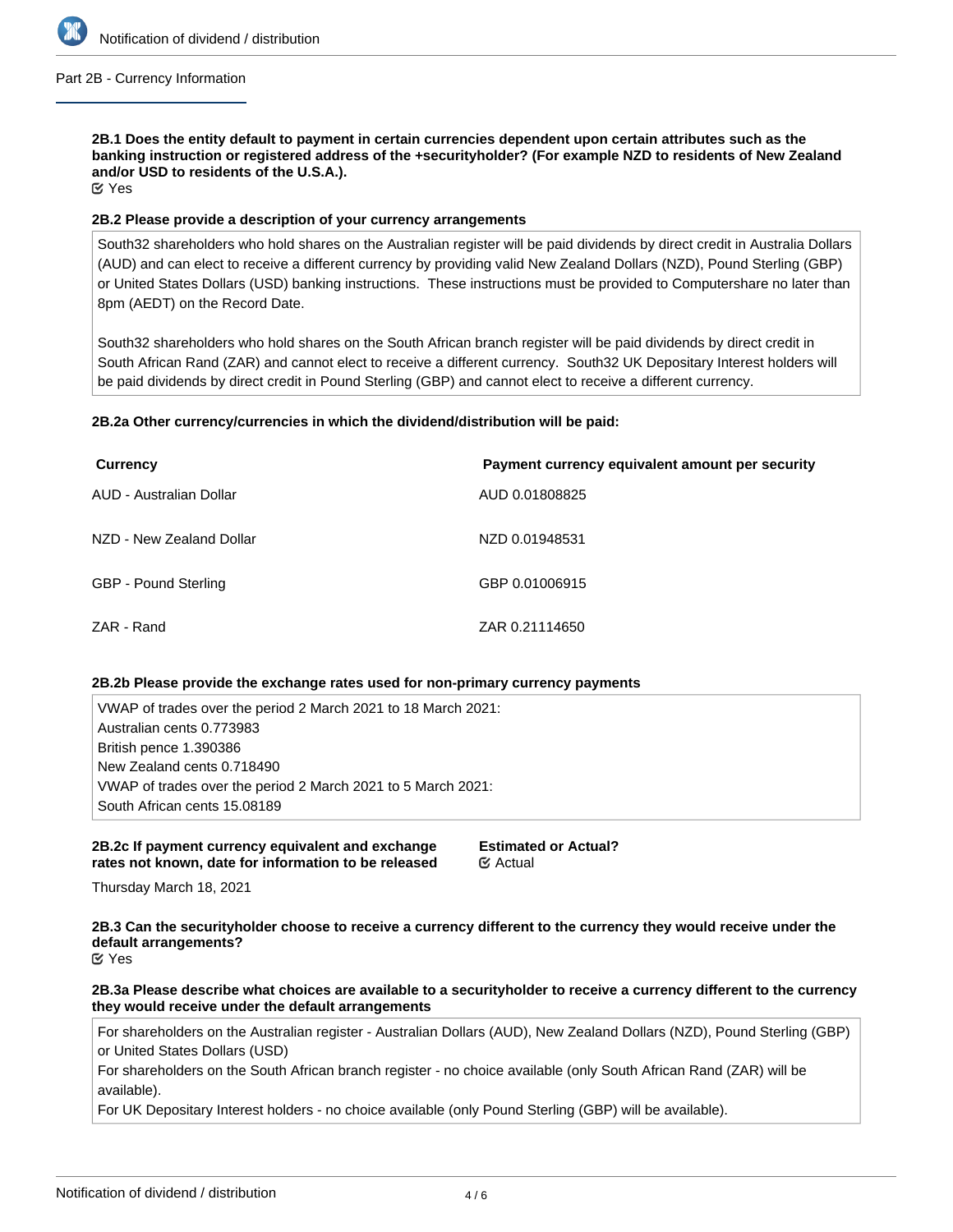## Part 2B - Currency Information

**2B.1 Does the entity default to payment in certain currencies dependent upon certain attributes such as the banking instruction or registered address of the +securityholder? (For example NZD to residents of New Zealand and/or USD to residents of the U.S.A.).**

☑ Yes

**2B.2 Please provide a description of your currency arrangements**

South32 shareholders who hold shares on the Australian register will be paid dividends by direct credit in Australia Dollars (AUD) and can elect to receive a different currency by providing valid New Zealand Dollars (NZD), Pound Sterling (GBP) or United States Dollars (USD) banking instructions. These instructions must be provided to Computershare no later than 8pm (AEDT) on the Record Date.

South32 shareholders who hold shares on the South African branch register will be paid dividends by direct credit in South African Rand (ZAR) and cannot elect to receive a different currency. South32 UK Depositary Interest holders will be paid dividends by direct credit in Pound Sterling (GBP) and cannot elect to receive a different currency.

**2B.2a Other currency/currencies in which the dividend/distribution will be paid:**

| Currency | Payment currency equivalent amount per security |
|---|---|
| AUD - Australian Dollar | AUD 0.01808825 |
| NZD - New Zealand Dollar | NZD 0.01948531 |
| GBP - Pound Sterling | GBP 0.01006915 |
| ZAR - Rand | ZAR 0.21114650 |

**2B.2b Please provide the exchange rates used for non-primary currency payments**

VWAP of trades over the period 2 March 2021 to 18 March 2021:
Australian cents 0.773983
British pence 1.390386
New Zealand cents 0.718490
VWAP of trades over the period 2 March 2021 to 5 March 2021:
South African cents 15.08189

**2B.2c If payment currency equivalent and exchange rates not known, date for information to be released**

Thursday March 18, 2021

**Estimated or Actual?**

☑ Actual

**2B.3 Can the securityholder choose to receive a currency different to the currency they would receive under the default arrangements?**

☑ Yes

**2B.3a Please describe what choices are available to a securityholder to receive a currency different to the currency they would receive under the default arrangements**

For shareholders on the Australian register - Australian Dollars (AUD), New Zealand Dollars (NZD), Pound Sterling (GBP) or United States Dollars (USD)
For shareholders on the South African branch register - no choice available (only South African Rand (ZAR) will be available).
For UK Depositary Interest holders - no choice available (only Pound Sterling (GBP) will be available).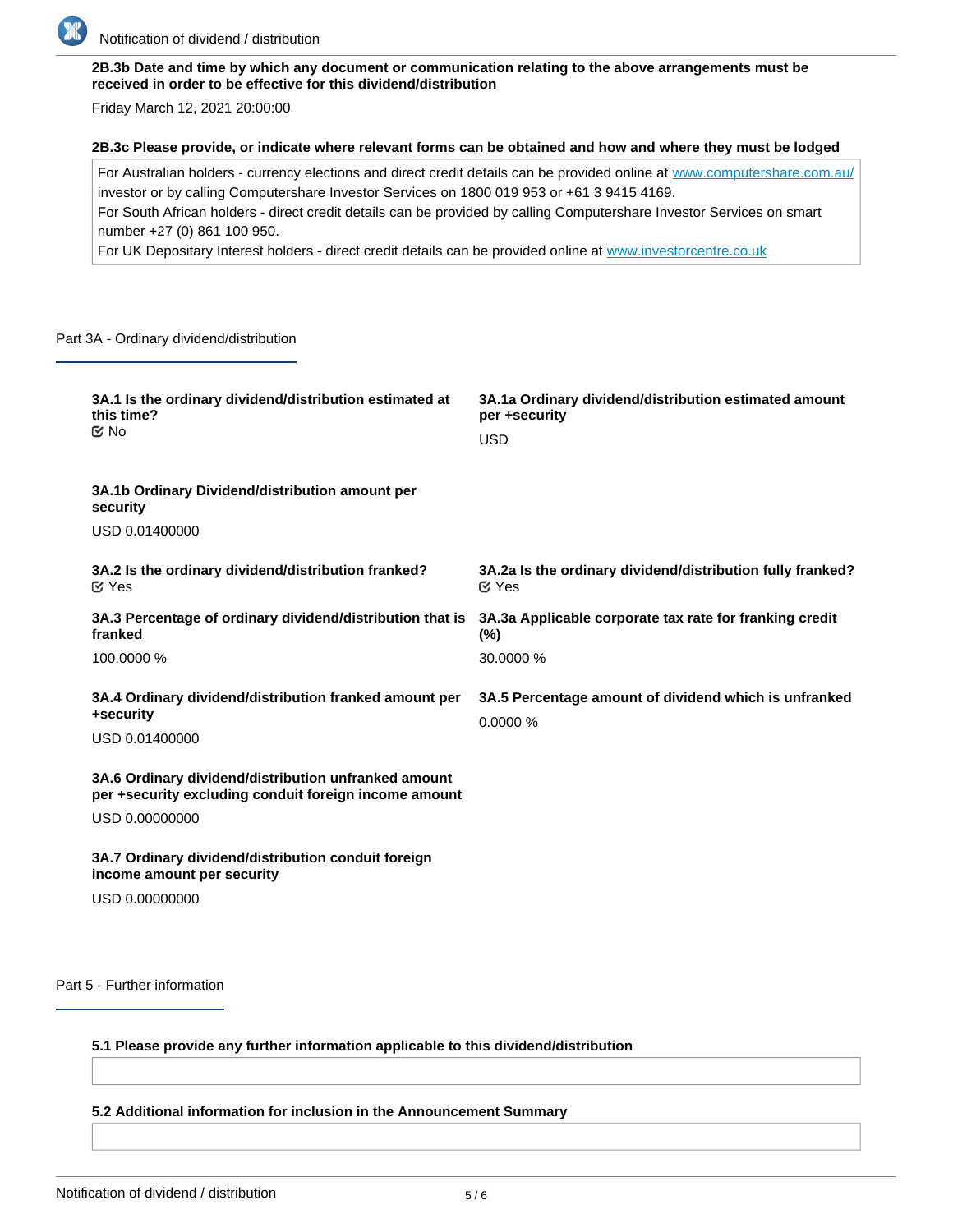**2B.3b Date and time by which any document or communication relating to the above arrangements must be received in order to be effective for this dividend/distribution**

Friday March 12, 2021 20:00:00

**2B.3c Please provide, or indicate where relevant forms can be obtained and how and where they must be lodged**

For Australian holders - currency elections and direct credit details can be provided online at www.computershare.com.au/investor or by calling Computershare Investor Services on 1800 019 953 or +61 3 9415 4169.
For South African holders - direct credit details can be provided by calling Computershare Investor Services on smart number +27 (0) 861 100 950.
For UK Depositary Interest holders - direct credit details can be provided online at www.investorcentre.co.uk

## Part 3A - Ordinary dividend/distribution

**3A.1 Is the ordinary dividend/distribution estimated at this time?**
No

**3A.1a Ordinary dividend/distribution estimated amount per +security**

USD

**3A.1b Ordinary Dividend/distribution amount per security**

USD 0.01400000

**3A.2 Is the ordinary dividend/distribution franked?**
Yes

**3A.2a Is the ordinary dividend/distribution fully franked?**
Yes

**3A.3 Percentage of ordinary dividend/distribution that is franked**

100.0000 %

**3A.3a Applicable corporate tax rate for franking credit (%)**

30.0000 %

**3A.4 Ordinary dividend/distribution franked amount per +security**

USD 0.01400000

**3A.5 Percentage amount of dividend which is unfranked**

0.0000 %

**3A.6 Ordinary dividend/distribution unfranked amount per +security excluding conduit foreign income amount**

USD 0.00000000

**3A.7 Ordinary dividend/distribution conduit foreign income amount per security**

USD 0.00000000

## Part 5 - Further information

**5.1 Please provide any further information applicable to this dividend/distribution**

**5.2 Additional information for inclusion in the Announcement Summary**